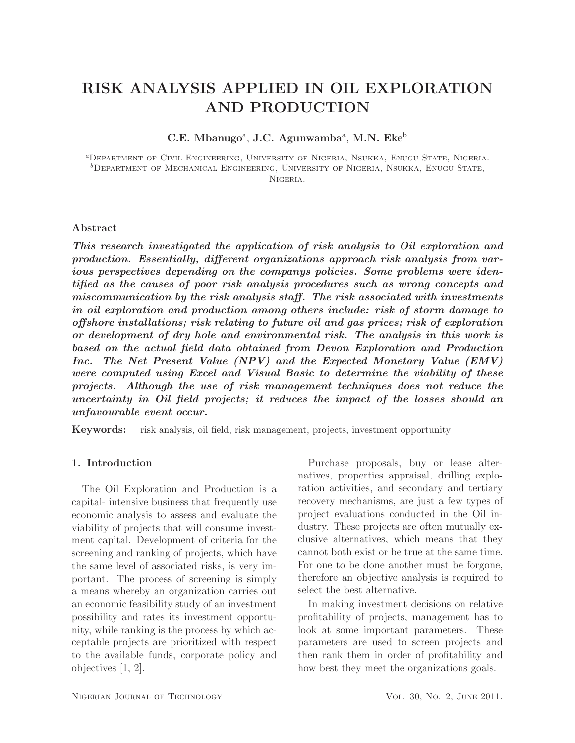# RISK ANALYSIS APPLIED IN OIL EXPLORATION AND PRODUCTION

**C.E. Mbanugo[a], J.C. Agunwamba[a], M.N. Eke[b]**

[a] Department of Civil Engineering, University of Nigeria, Nsukka, Enugu State, Nigeria.
[b] Department of Mechanical Engineering, University of Nigeria, Nsukka, Enugu State, Nigeria.

## Abstract

***This research investigated the application of risk analysis to Oil exploration and production. Essentially, different organizations approach risk analysis from various perspectives depending on the companys policies. Some problems were identified as the causes of poor risk analysis procedures such as wrong concepts and miscommunication by the risk analysis staff. The risk associated with investments in oil exploration and production among others include: risk of storm damage to offshore installations; risk relating to future oil and gas prices; risk of exploration or development of dry hole and environmental risk. The analysis in this work is based on the actual field data obtained from Devon Exploration and Production Inc. The Net Present Value (NPV) and the Expected Monetary Value (EMV) were computed using Excel and Visual Basic to determine the viability of these projects. Although the use of risk management techniques does not reduce the uncertainty in Oil field projects; it reduces the impact of the losses should an unfavourable event occur.***

**Keywords:** risk analysis, oil field, risk management, projects, investment opportunity

## 1. Introduction

The Oil Exploration and Production is a capital- intensive business that frequently use economic analysis to assess and evaluate the viability of projects that will consume investment capital. Development of criteria for the screening and ranking of projects, which have the same level of associated risks, is very important. The process of screening is simply a means whereby an organization carries out an economic feasibility study of an investment possibility and rates its investment opportunity, while ranking is the process by which acceptable projects are prioritized with respect to the available funds, corporate policy and objectives [1, 2].

Purchase proposals, buy or lease alternatives, properties appraisal, drilling exploration activities, and secondary and tertiary recovery mechanisms, are just a few types of project evaluations conducted in the Oil industry. These projects are often mutually exclusive alternatives, which means that they cannot both exist or be true at the same time. For one to be done another must be forgone, therefore an objective analysis is required to select the best alternative.

In making investment decisions on relative profitability of projects, management has to look at some important parameters. These parameters are used to screen projects and then rank them in order of profitability and how best they meet the organizations goals.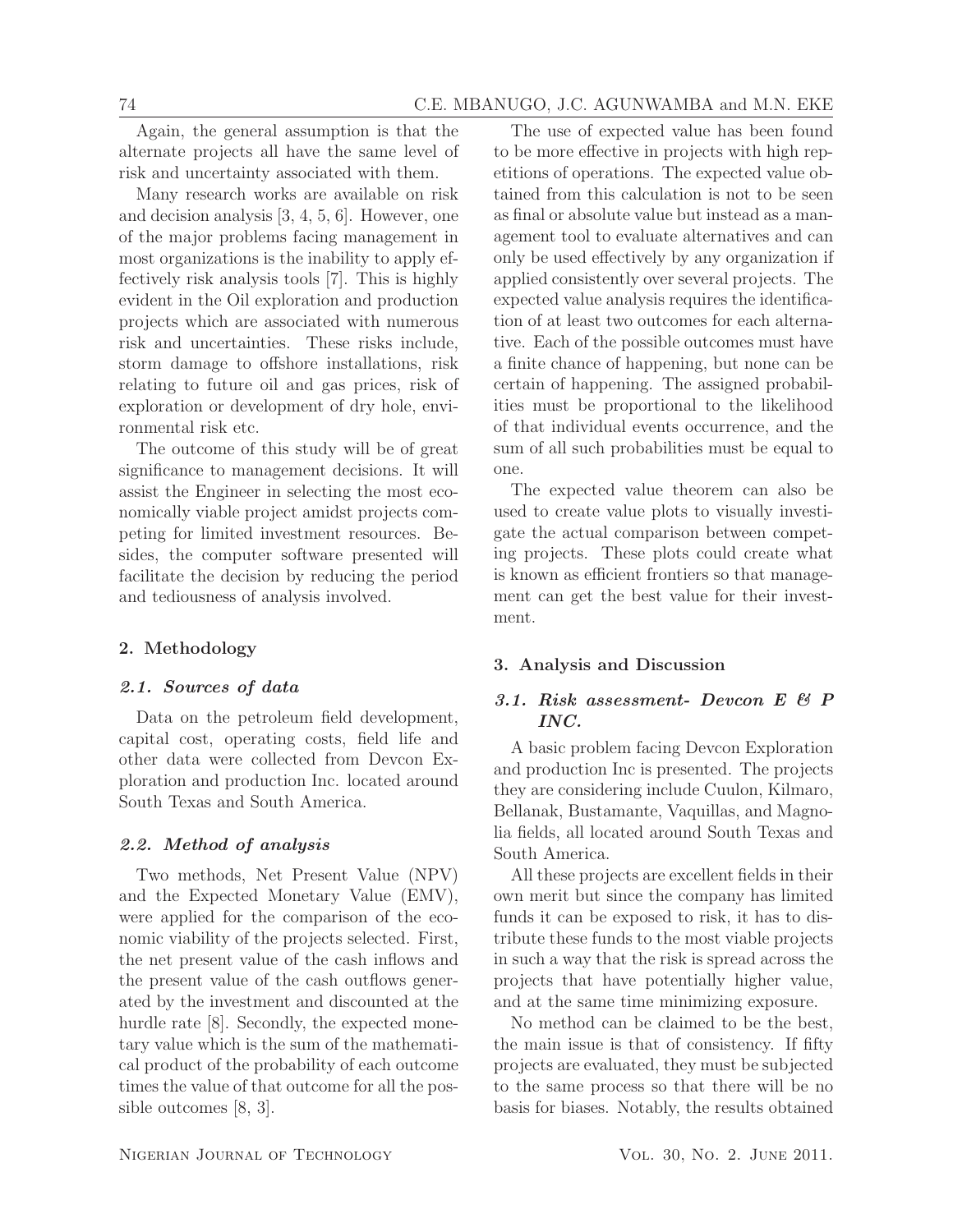Again, the general assumption is that the alternate projects all have the same level of risk and uncertainty associated with them.

Many research works are available on risk and decision analysis [3, 4, 5, 6]. However, one of the major problems facing management in most organizations is the inability to apply effectively risk analysis tools [7]. This is highly evident in the Oil exploration and production projects which are associated with numerous risk and uncertainties. These risks include, storm damage to offshore installations, risk relating to future oil and gas prices, risk of exploration or development of dry hole, environmental risk etc.

The outcome of this study will be of great significance to management decisions. It will assist the Engineer in selecting the most economically viable project amidst projects competing for limited investment resources. Besides, the computer software presented will facilitate the decision by reducing the period and tediousness of analysis involved.

## 2. Methodology

### *2.1. Sources of data*

Data on the petroleum field development, capital cost, operating costs, field life and other data were collected from Devcon Exploration and production Inc. located around South Texas and South America.

### *2.2. Method of analysis*

Two methods, Net Present Value (NPV) and the Expected Monetary Value (EMV), were applied for the comparison of the economic viability of the projects selected. First, the net present value of the cash inflows and the present value of the cash outflows generated by the investment and discounted at the hurdle rate [8]. Secondly, the expected monetary value which is the sum of the mathematical product of the probability of each outcome times the value of that outcome for all the possible outcomes [8, 3].

The use of expected value has been found to be more effective in projects with high repetitions of operations. The expected value obtained from this calculation is not to be seen as final or absolute value but instead as a management tool to evaluate alternatives and can only be used effectively by any organization if applied consistently over several projects. The expected value analysis requires the identification of at least two outcomes for each alternative. Each of the possible outcomes must have a finite chance of happening, but none can be certain of happening. The assigned probabilities must be proportional to the likelihood of that individual events occurrence, and the sum of all such probabilities must be equal to one.

The expected value theorem can also be used to create value plots to visually investigate the actual comparison between competing projects. These plots could create what is known as efficient frontiers so that management can get the best value for their investment.

## 3. Analysis and Discussion

### *3.1. Risk assessment- Devcon E & P INC.*

A basic problem facing Devcon Exploration and production Inc is presented. The projects they are considering include Cuulon, Kilmaro, Bellanak, Bustamante, Vaquillas, and Magnolia fields, all located around South Texas and South America.

All these projects are excellent fields in their own merit but since the company has limited funds it can be exposed to risk, it has to distribute these funds to the most viable projects in such a way that the risk is spread across the projects that have potentially higher value, and at the same time minimizing exposure.

No method can be claimed to be the best, the main issue is that of consistency. If fifty projects are evaluated, they must be subjected to the same process so that there will be no basis for biases. Notably, the results obtained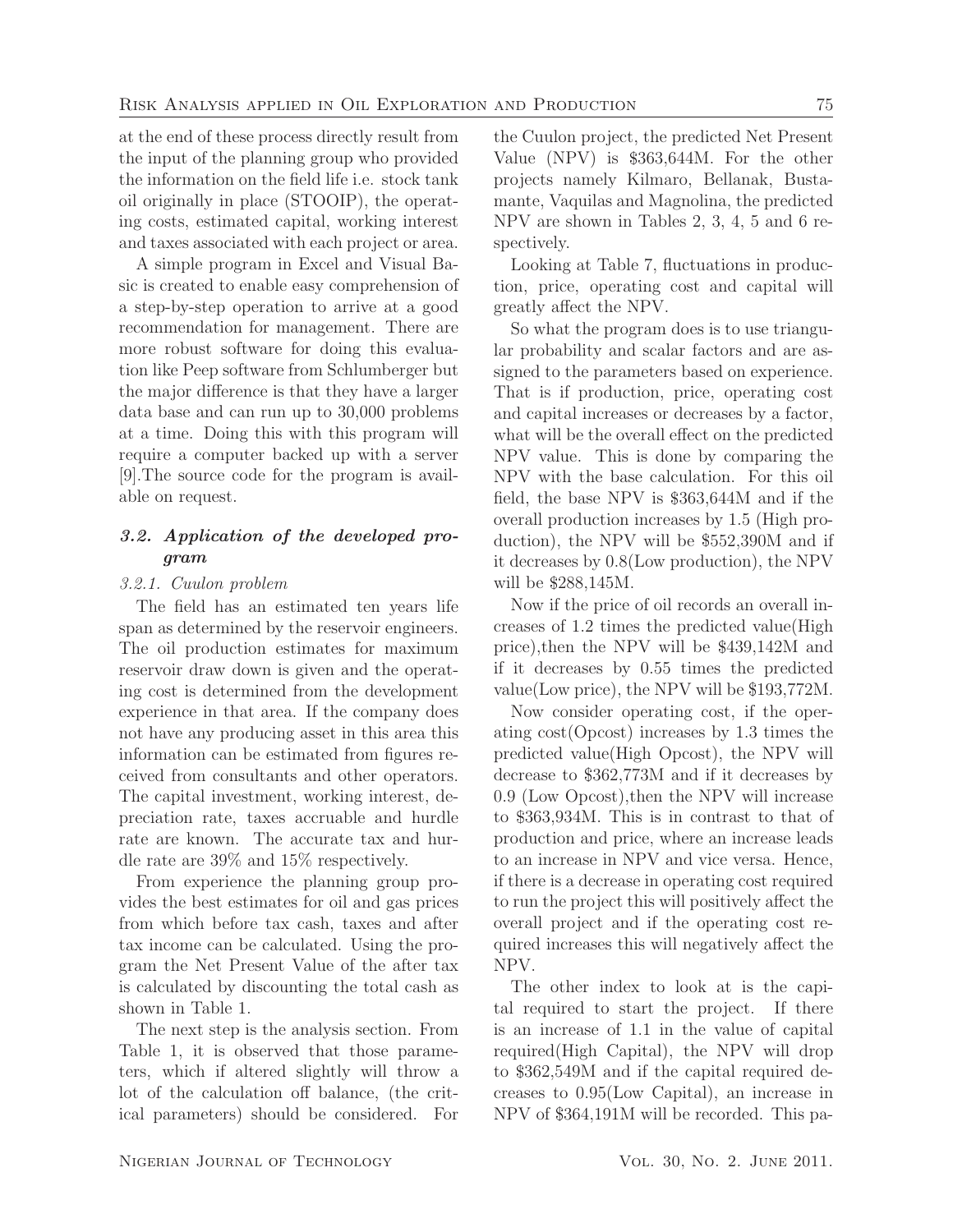at the end of these process directly result from the input of the planning group who provided the information on the field life i.e. stock tank oil originally in place (STOOIP), the operating costs, estimated capital, working interest and taxes associated with each project or area.

A simple program in Excel and Visual Basic is created to enable easy comprehension of a step-by-step operation to arrive at a good recommendation for management. There are more robust software for doing this evaluation like Peep software from Schlumberger but the major difference is that they have a larger data base and can run up to 30,000 problems at a time. Doing this with this program will require a computer backed up with a server [9].The source code for the program is available on request.

### *3.2. Application of the developed program*

#### *3.2.1. Cuulon problem*

The field has an estimated ten years life span as determined by the reservoir engineers. The oil production estimates for maximum reservoir draw down is given and the operating cost is determined from the development experience in that area. If the company does not have any producing asset in this area this information can be estimated from figures received from consultants and other operators. The capital investment, working interest, depreciation rate, taxes accruable and hurdle rate are known. The accurate tax and hurdle rate are 39% and 15% respectively.

From experience the planning group provides the best estimates for oil and gas prices from which before tax cash, taxes and after tax income can be calculated. Using the program the Net Present Value of the after tax is calculated by discounting the total cash as shown in Table 1.

The next step is the analysis section. From Table 1, it is observed that those parameters, which if altered slightly will throw a lot of the calculation off balance, (the critical parameters) should be considered. For the Cuulon project, the predicted Net Present Value (NPV) is \$363,644M. For the other projects namely Kilmaro, Bellanak, Bustamante, Vaquilas and Magnolina, the predicted NPV are shown in Tables 2, 3, 4, 5 and 6 respectively.

Looking at Table 7, fluctuations in production, price, operating cost and capital will greatly affect the NPV.

So what the program does is to use triangular probability and scalar factors and are assigned to the parameters based on experience. That is if production, price, operating cost and capital increases or decreases by a factor, what will be the overall effect on the predicted NPV value. This is done by comparing the NPV with the base calculation. For this oil field, the base NPV is \$363,644M and if the overall production increases by 1.5 (High production), the NPV will be \$552,390M and if it decreases by 0.8(Low production), the NPV will be \$288,145M.

Now if the price of oil records an overall increases of 1.2 times the predicted value(High price),then the NPV will be \$439,142M and if it decreases by 0.55 times the predicted value(Low price), the NPV will be \$193,772M.

Now consider operating cost, if the operating cost(Opcost) increases by 1.3 times the predicted value(High Opcost), the NPV will decrease to \$362,773M and if it decreases by 0.9 (Low Opcost),then the NPV will increase to \$363,934M. This is in contrast to that of production and price, where an increase leads to an increase in NPV and vice versa. Hence, if there is a decrease in operating cost required to run the project this will positively affect the overall project and if the operating cost required increases this will negatively affect the NPV.

The other index to look at is the capital required to start the project. If there is an increase of 1.1 in the value of capital required(High Capital), the NPV will drop to \$362,549M and if the capital required decreases to 0.95(Low Capital), an increase in NPV of \$364,191M will be recorded. This pa-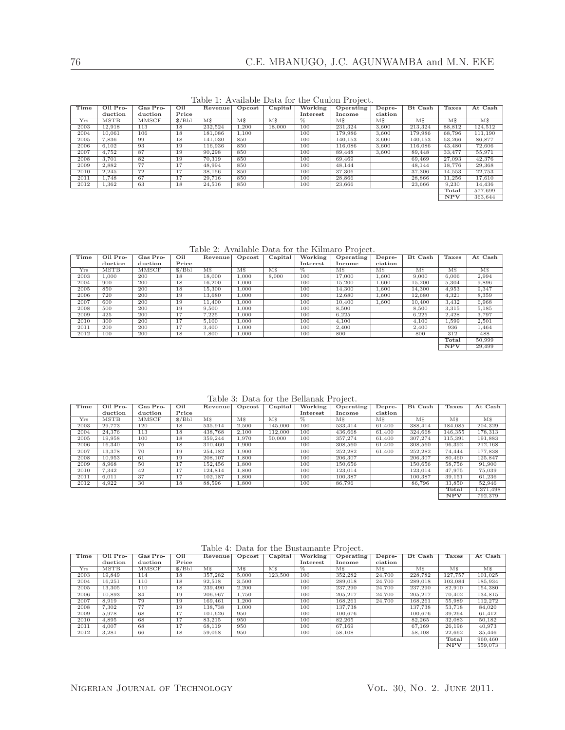Table 1: Available Data for the Cuulon Project.

| Time | Oil Production | Gas Production | Oil Price | Revenue | Opcost | Capital | Working Interest | Operating Income | Depreciation | Bt Cash | Taxes | At Cash |
|---|---|---|---|---|---|---|---|---|---|---|---|---|
| Yrs | MSTB | MMSCF | $/Bbl | M$ | M$ | M$ | % | M$ | M$ | M$ | M$ | M$ |
| 2003 | 12,918 | 113 | 18 | 232,524 | 1,200 | 18,000 | 100 | 231,324 | 3,600 | 213,324 | 88,812 | 124,512 |
| 2004 | 10,061 | 106 | 18 | 181,086 | 1,100 | | 100 | 179,986 | 3,600 | 179,986 | 68,796 | 111,190 |
| 2005 | 7,836 | 99 | 18 | 141,030 | 850 | | 100 | 140,153 | 3,600 | 140,153 | 53,266 | 86,877 |
| 2006 | 6,102 | 93 | 19 | 116,936 | 850 | | 100 | 116,086 | 3,600 | 116,086 | 43,480 | 72,606 |
| 2007 | 4,752 | 87 | 19 | 90,298 | 850 | | 100 | 89,448 | 3,600 | 89,448 | 33,477 | 55,971 |
| 2008 | 3,701 | 82 | 19 | 70,319 | 850 | | 100 | 69,469 | | 69,469 | 27,093 | 42,376 |
| 2009 | 2,882 | 77 | 17 | 48,994 | 850 | | 100 | 48,144 | | 48,144 | 18,776 | 29,368 |
| 2010 | 2,245 | 72 | 17 | 38,156 | 850 | | 100 | 37,306 | | 37,306 | 14,553 | 22,753 |
| 2011 | 1,748 | 67 | 17 | 29,716 | 850 | | 100 | 28,866 | | 28,866 | 11,256 | 17,610 |
| 2012 | 1,362 | 63 | 18 | 24,516 | 850 | | 100 | 23,666 | | 23,666 | 9,230 | 14,436 |
| | | | | | | | | | | | **Total** | 577,699 |
| | | | | | | | | | | | **NPV** | 363,644 |

Table 2: Available Data for the Kilmaro Project.

| Time | Oil Production | Gas Production | Oil Price | Revenue | Opcost | Capital | Working Interest | Operating Income | Depreciation | Bt Cash | Taxes | At Cash |
|---|---|---|---|---|---|---|---|---|---|---|---|---|
| Yrs | MSTB | MMSCF | $/Bbl | M$ | M$ | M$ | % | M$ | M$ | M$ | M$ | M$ |
| 2003 | 1,000 | 200 | 18 | 18,000 | 1,000 | 8,000 | 100 | 17,000 | 1,600 | 9,000 | 6,006 | 2,994 |
| 2004 | 900 | 200 | 18 | 16,200 | 1,000 | | 100 | 15,200 | 1,600 | 15,200 | 5,304 | 9,896 |
| 2005 | 850 | 200 | 18 | 15,300 | 1,000 | | 100 | 14,300 | 1,600 | 14,300 | 4,953 | 9,347 |
| 2006 | 720 | 200 | 19 | 13,680 | 1,000 | | 100 | 12,680 | 1,600 | 12,680 | 4,321 | 8,359 |
| 2007 | 600 | 200 | 19 | 11,400 | 1,000 | | 100 | 10,400 | 1,600 | 10,400 | 3,432 | 6,968 |
| 2008 | 500 | 200 | 19 | 9,500 | 1,000 | | 100 | 8,500 | | 8,500 | 3,315 | 5,185 |
| 2009 | 425 | 200 | 17 | 7,225 | 1,000 | | 100 | 6,225 | | 6,225 | 2,428 | 3,797 |
| 2010 | 300 | 200 | 17 | 5,100 | 1,000 | | 100 | 4,100 | | 4,100 | 1,599 | 2,501 |
| 2011 | 200 | 200 | 17 | 3,400 | 1,000 | | 100 | 2,400 | | 2,400 | 936 | 1,464 |
| 2012 | 100 | 200 | 18 | 1,800 | 1,000 | | 100 | 800 | | 800 | 312 | 488 |
| | | | | | | | | | | | **Total** | 50,999 |
| | | | | | | | | | | | **NPV** | 29,499 |

Table 3: Data for the Bellanak Project.

| Time | Oil Production | Gas Production | Oil Price | Revenue | Opcost | Capital | Working Interest | Operating Income | Depreciation | Bt Cash | Taxes | At Cash |
|---|---|---|---|---|---|---|---|---|---|---|---|---|
| Yrs | MSTB | MMSCF | $/Bbl | M$ | M$ | M$ | % | M$ | M$ | M$ | M$ | M$ |
| 2003 | 29,773 | 120 | 18 | 535,914 | 2,500 | 145,000 | 100 | 533,414 | 61,400 | 388,414 | 184,085 | 204,329 |
| 2004 | 24,376 | 113 | 18 | 438,768 | 2,100 | 112,000 | 100 | 436,668 | 61,400 | 324,668 | 146,355 | 178,313 |
| 2005 | 19,958 | 100 | 18 | 359,244 | 1,970 | 50,000 | 100 | 357,274 | 61,400 | 307,274 | 115,391 | 191,883 |
| 2006 | 16,340 | 76 | 18 | 310,460 | 1,900 | | 100 | 308,560 | 61,400 | 308,560 | 96,392 | 212,168 |
| 2007 | 13,378 | 70 | 19 | 254,182 | 1,900 | | 100 | 252,282 | 61,400 | 252,282 | 74,444 | 177,838 |
| 2008 | 10,953 | 61 | 19 | 208,107 | 1,800 | | 100 | 206,307 | | 206,307 | 80,460 | 125,847 |
| 2009 | 8,968 | 50 | 17 | 152,456 | 1,800 | | 100 | 150,656 | | 150,656 | 58,756 | 91,900 |
| 2010 | 7,342 | 42 | 17 | 124,814 | 1,800 | | 100 | 123,014 | | 123,014 | 47,975 | 75,039 |
| 2011 | 6,011 | 37 | 17 | 102,187 | 1,800 | | 100 | 100,387 | | 100,387 | 39,151 | 61,236 |
| 2012 | 4,922 | 30 | 18 | 88,596 | 1,800 | | 100 | 86,796 | | 86,796 | 33,850 | 52,946 |
| | | | | | | | | | | | **Total** | 1,371,498 |
| | | | | | | | | | | | **NPV** | 792,379 |

Table 4: Data for the Bustamante Project.

| Time | Oil Production | Gas Production | Oil Price | Revenue | Opcost | Capital | Working Interest | Operating Income | Depreciation | Bt Cash | Taxes | At Cash |
|---|---|---|---|---|---|---|---|---|---|---|---|---|
| Yrs | MSTB | MMSCF | $/Bbl | M$ | M$ | M$ | % | M$ | M$ | M$ | M$ | M$ |
| 2003 | 19,849 | 114 | 18 | 357,282 | 5,000 | 123,500 | 100 | 352,282 | 24,700 | 228,782 | 127,757 | 101,025 |
| 2004 | 16,251 | 110 | 18 | 92,518 | 3,500 | | 100 | 289,018 | 24,700 | 289,018 | 103,084 | 185,934 |
| 2005 | 13,305 | 110 | 18 | 239,490 | 2,200 | | 100 | 237,290 | 24,700 | 237,290 | 82,910 | 154,380 |
| 2006 | 10,893 | 84 | 19 | 206,967 | 1,750 | | 100 | 205,217 | 24,700 | 205,217 | 70,402 | 134,815 |
| 2007 | 8,919 | 79 | 19 | 169,461 | 1,200 | | 100 | 168,261 | 24,700 | 168,261 | 55,989 | 112,272 |
| 2008 | 7,302 | 77 | 19 | 138,738 | 1,000 | | 100 | 137,738 | | 137,738 | 53,718 | 84,020 |
| 2009 | 5,978 | 68 | 17 | 101,626 | 950 | | 100 | 100,676 | | 100,676 | 39,264 | 61,412 |
| 2010 | 4,895 | 68 | 17 | 83,215 | 950 | | 100 | 82,265 | | 82,265 | 32,083 | 50,182 |
| 2011 | 4,007 | 68 | 17 | 68,119 | 950 | | 100 | 67,169 | | 67,169 | 26,196 | 40,973 |
| 2012 | 3,281 | 66 | 18 | 59,058 | 950 | | 100 | 58,108 | | 58,108 | 22,662 | 35,446 |
| | | | | | | | | | | | **Total** | 960,460 |
| | | | | | | | | | | | **NPV** | 559,073 |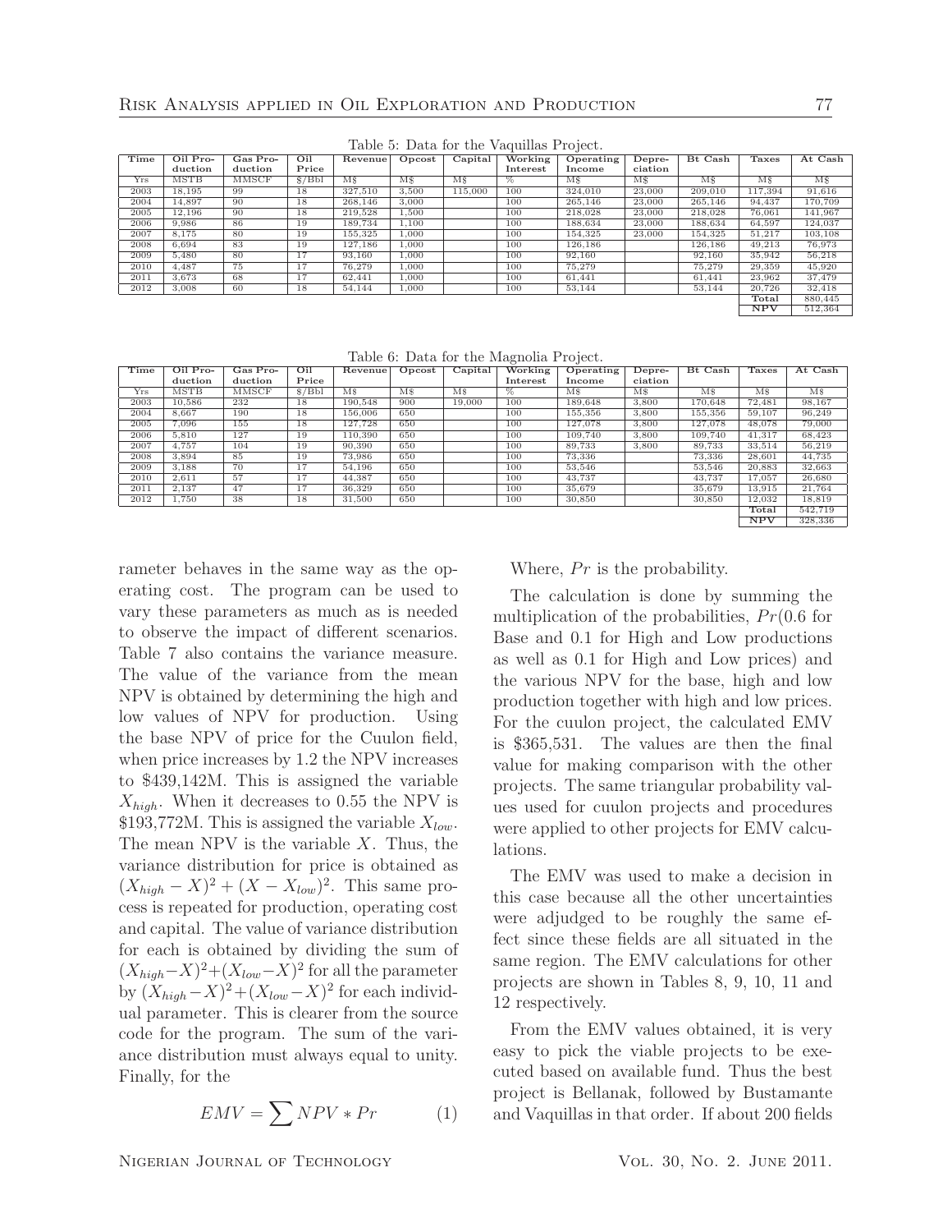Table 5: Data for the Vaquillas Project.

| Time | Oil Production | Gas Production | Oil Price | Revenue | Opcost | Capital | Working Interest | Operating Income | Depreciation | Bt Cash | Taxes | At Cash |
|---|---|---|---|---|---|---|---|---|---|---|---|---|
| Yrs | MSTB | MMSCF | $/Bbl | M$ | M$ | M$ | % | M$ | M$ | M$ | M$ | M$ |
| 2003 | 18,195 | 99 | 18 | 327,510 | 3,500 | 115,000 | 100 | 324,010 | 23,000 | 209,010 | 117,394 | 91,616 |
| 2004 | 14,897 | 90 | 18 | 268,146 | 3,000 | | 100 | 265,146 | 23,000 | 265,146 | 94,437 | 170,709 |
| 2005 | 12,196 | 90 | 18 | 219,528 | 1,500 | | 100 | 218,028 | 23,000 | 218,028 | 76,061 | 141,967 |
| 2006 | 9,986 | 86 | 19 | 189,734 | 1,100 | | 100 | 188,634 | 23,000 | 188,634 | 64,597 | 124,037 |
| 2007 | 8,175 | 80 | 19 | 155,325 | 1,000 | | 100 | 154,325 | 23,000 | 154,325 | 51,217 | 103,108 |
| 2008 | 6,694 | 83 | 19 | 127,186 | 1,000 | | 100 | 126,186 | | 126,186 | 49,213 | 76,973 |
| 2009 | 5,480 | 80 | 17 | 93,160 | 1,000 | | 100 | 92,160 | | 92,160 | 35,942 | 56,218 |
| 2010 | 4,487 | 75 | 17 | 76,279 | 1,000 | | 100 | 75,279 | | 75,279 | 29,359 | 45,920 |
| 2011 | 3,673 | 68 | 17 | 62,441 | 1,000 | | 100 | 61,441 | | 61,441 | 23,962 | 37,479 |
| 2012 | 3,008 | 60 | 18 | 54,144 | 1,000 | | 100 | 53,144 | | 53,144 | 20,726 | 32,418 |
| | | | | | | | | | | | **Total** | 880,445 |
| | | | | | | | | | | | **NPV** | 512,364 |

Table 6: Data for the Magnolia Project.

| Time | Oil Production | Gas Production | Oil Price | Revenue | Opcost | Capital | Working Interest | Operating Income | Depreciation | Bt Cash | Taxes | At Cash |
|---|---|---|---|---|---|---|---|---|---|---|---|---|
| Yrs | MSTB | MMSCF | $/Bbl | M$ | M$ | M$ | % | M$ | M$ | M$ | M$ | M$ |
| 2003 | 10,586 | 232 | 18 | 190,548 | 900 | 19,000 | 100 | 189,648 | 3,800 | 170,648 | 72,481 | 98,167 |
| 2004 | 8,667 | 190 | 18 | 156,006 | 650 | | 100 | 155,356 | 3,800 | 155,356 | 59,107 | 96,249 |
| 2005 | 7,096 | 155 | 18 | 127,728 | 650 | | 100 | 127,078 | 3,800 | 127,078 | 48,078 | 79,000 |
| 2006 | 5,810 | 127 | 19 | 110,390 | 650 | | 100 | 109,740 | 3,800 | 109,740 | 41,317 | 68,423 |
| 2007 | 4,757 | 104 | 19 | 90,390 | 650 | | 100 | 89,733 | 3,800 | 89,733 | 33,514 | 56,219 |
| 2008 | 3,894 | 85 | 19 | 73,986 | 650 | | 100 | 73,336 | | 73,336 | 28,601 | 44,735 |
| 2009 | 3,188 | 70 | 17 | 54,196 | 650 | | 100 | 53,546 | | 53,546 | 20,883 | 32,663 |
| 2010 | 2,611 | 57 | 17 | 44,387 | 650 | | 100 | 43,737 | | 43,737 | 17,057 | 26,680 |
| 2011 | 2,137 | 47 | 17 | 36,329 | 650 | | 100 | 35,679 | | 35,679 | 13,915 | 21,764 |
| 2012 | 1,750 | 38 | 18 | 31,500 | 650 | | 100 | 30,850 | | 30,850 | 12,032 | 18,819 |
| | | | | | | | | | | | **Total** | 542,719 |
| | | | | | | | | | | | **NPV** | 328,336 |

rameter behaves in the same way as the operating cost. The program can be used to vary these parameters as much as is needed to observe the impact of different scenarios. Table 7 also contains the variance measure. The value of the variance from the mean NPV is obtained by determining the high and low values of NPV for production. Using the base NPV of price for the Cuulon field, when price increases by 1.2 the NPV increases to $439,142M. This is assigned the variable $X_{high}$. When it decreases to 0.55 the NPV is $193,772M. This is assigned the variable $X_{low}$. The mean NPV is the variable $X$. Thus, the variance distribution for price is obtained as $(X_{high} - X)^2 + (X - X_{low})^2$. This same process is repeated for production, operating cost and capital. The value of variance distribution for each is obtained by dividing the sum of $(X_{high} - X)^2 + (X_{low} - X)^2$ for all the parameter by $(X_{high} - X)^2 + (X_{low} - X)^2$ for each individual parameter. This is clearer from the source code for the program. The sum of the variance distribution must always equal to unity. Finally, for the

$$EMV = \sum NPV * Pr \qquad (1)$$

Where, $Pr$ is the probability.

The calculation is done by summing the multiplication of the probabilities, $Pr$(0.6 for Base and 0.1 for High and Low productions as well as 0.1 for High and Low prices) and the various NPV for the base, high and low production together with high and low prices. For the cuulon project, the calculated EMV is $365,531. The values are then the final value for making comparison with the other projects. The same triangular probability values used for cuulon projects and procedures were applied to other projects for EMV calculations.

The EMV was used to make a decision in this case because all the other uncertainties were adjudged to be roughly the same effect since these fields are all situated in the same region. The EMV calculations for other projects are shown in Tables 8, 9, 10, 11 and 12 respectively.

From the EMV values obtained, it is very easy to pick the viable projects to be executed based on available fund. Thus the best project is Bellanak, followed by Bustamante and Vaquillas in that order. If about 200 fields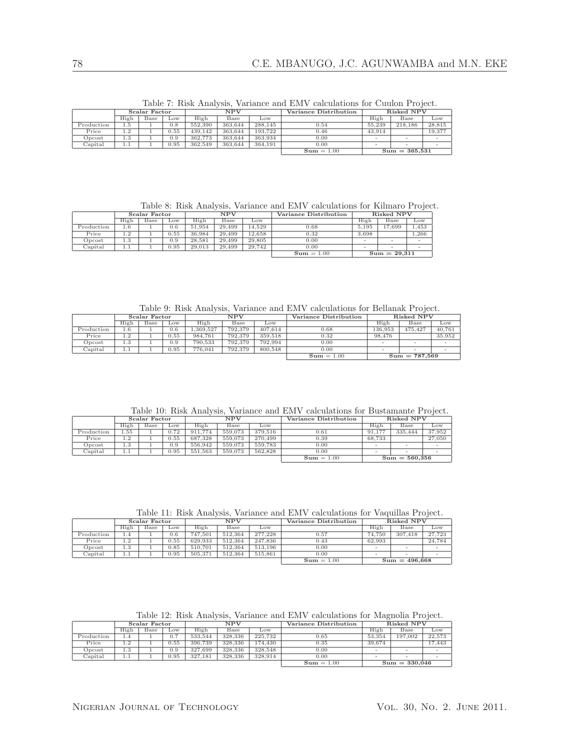Table 7: Risk Analysis, Variance and EMV calculations for Cuulon Project.

| | Scalar Factor | | | NPV | | | Variance Distribution | Risked NPV | | |
|---|---|---|---|---|---|---|---|---|---|---|
| | High | Base | Low | High | Base | Low | | High | Base | Low |
| Production | 1.5 | 1 | 0.8 | 552,390 | 363,644 | 288,145 | 0.54 | 55,239 | 218,186 | 28,815 |
| Price | 1.2 | 1 | 0.55 | 439,142 | 363,644 | 193,722 | 0.46 | 43,914 | | 19,377 |
| Opcost | 1.3 | 1 | 0.9 | 362,773 | 363,644 | 363,934 | 0.00 | - | - | - |
| Capital | 1.1 | 1 | 0.95 | 362,549 | 363,644 | 364,191 | 0.00 | - | - | - |
| | | | | | | | **Sum** = 1.00 | **Sum = 365,531** | | |

Table 8: Risk Analysis, Variance and EMV calculations for Kilmaro Project.

| | Scalar Factor | | | NPV | | | Variance Distribution | Risked NPV | | |
|---|---|---|---|---|---|---|---|---|---|---|
| | High | Base | Low | High | Base | Low | | High | Base | Low |
| Production | 1.6 | 1 | 0.6 | 51,954 | 29,499 | 14,529 | 0.68 | 5,195 | 17,699 | 1,453 |
| Price | 1.2 | 1 | 0.55 | 36,984 | 29,499 | 12,658 | 0.32 | 3,698 | | 1,266 |
| Opcost | 1.3 | 1 | 0.9 | 28,581 | 29,499 | 29,805 | 0.00 | - | - | - |
| Capital | 1.1 | 1 | 0.95 | 29,013 | 29,499 | 29,742 | 0.00 | - | - | - |
| | | | | | | | **Sum** = 1.00 | **Sum = 29,311** | | |

Table 9: Risk Analysis, Variance and EMV calculations for Bellanak Project.

| | Scalar Factor | | | NPV | | | Variance Distribution | Risked NPV | | |
|---|---|---|---|---|---|---|---|---|---|---|
| | High | Base | Low | High | Base | Low | | High | Base | Low |
| Production | 1.6 | 1 | 0.6 | 1,369,527 | 792,379 | 407,614 | 0.68 | 136,953 | 475,427 | 40,761 |
| Price | 1.2 | 1 | 0.55 | 984,761 | 792,379 | 359,518 | 0.32 | 98,476 | | 35,952 |
| Opcost | 1.3 | 1 | 0.9 | 790,533 | 792,379 | 792,994 | 0.00 | - | - | - |
| Capital | 1.1 | 1 | 0.95 | 776,041 | 792,379 | 800,548 | 0.00 | - | - | - |
| | | | | | | | **Sum** = 1.00 | **Sum = 787,569** | | |

Table 10: Risk Analysis, Variance and EMV calculations for Bustamante Project.

| | Scalar Factor | | | NPV | | | Variance Distribution | Risked NPV | | |
|---|---|---|---|---|---|---|---|---|---|---|
| | High | Base | Low | High | Base | Low | | High | Base | Low |
| Production | 1.55 | 1 | 0.72 | 911,774 | 559,073 | 379,516 | 0.61 | 91,177 | 335,444 | 37,952 |
| Price | 1.2 | 1 | 0.55 | 687,328 | 559,073 | 270,499 | 0.39 | 68,733 | | 27,050 |
| Opcost | 1.3 | 1 | 0.9 | 556,942 | 559,073 | 559,783 | 0.00 | - | - | - |
| Capital | 1.1 | 1 | 0.95 | 551,563 | 559,073 | 562,828 | 0.00 | - | - | - |
| | | | | | | | **Sum** = 1.00 | **Sum = 560,356** | | |

Table 11: Risk Analysis, Variance and EMV calculations for Vaquillas Project.

| | Scalar Factor | | | NPV | | | Variance Distribution | Risked NPV | | |
|---|---|---|---|---|---|---|---|---|---|---|
| | High | Base | Low | High | Base | Low | | High | Base | Low |
| Production | 1.4 | 1 | 0.6 | 747,501 | 512,364 | 277,228 | 0.57 | 74,750 | 307,418 | 27,723 |
| Price | 1.2 | 1 | 0.55 | 629,933 | 512,364 | 247,836 | 0.43 | 62,993 | | 24,784 |
| Opcost | 1.3 | 1 | 0.85 | 510,701 | 512,364 | 513,196 | 0.00 | - | - | - |
| Capital | 1.1 | 1 | 0.95 | 505,371 | 512,364 | 515,861 | 0.00 | - | - | - |
| | | | | | | | **Sum** = 1.00 | **Sum = 496,668** | | |

Table 12: Risk Analysis, Variance and EMV calculations for Magnolia Project.

| | Scalar Factor | | | NPV | | | Variance Distribution | Risked NPV | | |
|---|---|---|---|---|---|---|---|---|---|---|
| | High | Base | Low | High | Base | Low | | High | Base | Low |
| Production | 1.4 | 1 | 0.7 | 533,544 | 328,336 | 225,732 | 0.65 | 53,354 | 197,002 | 22,573 |
| Price | 1.2 | 1 | 0.55 | 396,739 | 328,336 | 174,430 | 0.35 | 39,674 | | 17,443 |
| Opcost | 1.3 | 1 | 0.9 | 327,699 | 328,336 | 328,548 | 0.00 | - | - | - |
| Capital | 1.1 | 1 | 0.95 | 327,181 | 328,336 | 328,914 | 0.00 | - | - | - |
| | | | | | | | **Sum** = 1.00 | **Sum = 330,046** | | |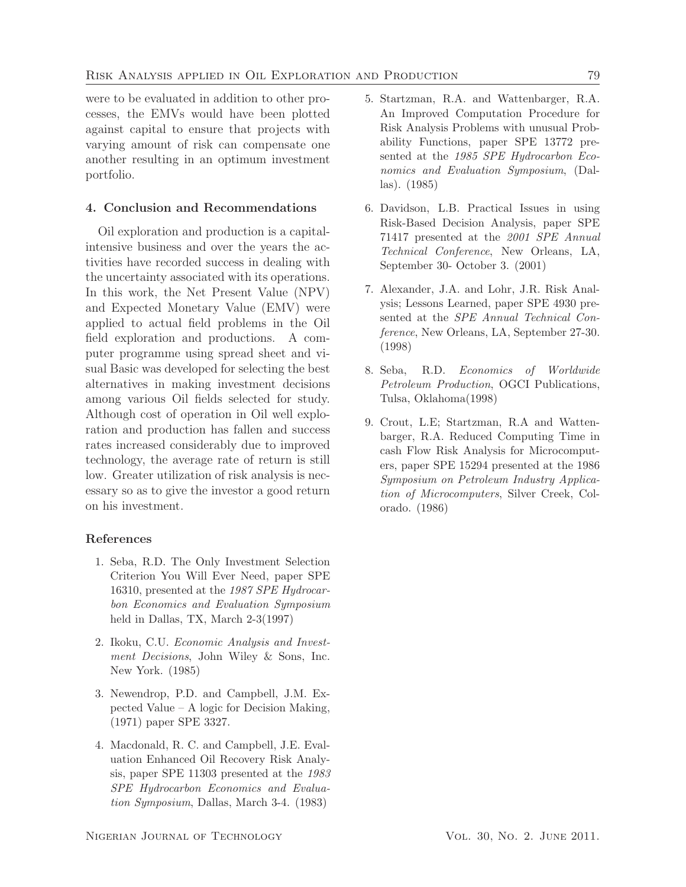were to be evaluated in addition to other processes, the EMVs would have been plotted against capital to ensure that projects with varying amount of risk can compensate one another resulting in an optimum investment portfolio.

## 4. Conclusion and Recommendations

Oil exploration and production is a capital-intensive business and over the years the activities have recorded success in dealing with the uncertainty associated with its operations. In this work, the Net Present Value (NPV) and Expected Monetary Value (EMV) were applied to actual field problems in the Oil field exploration and productions. A computer programme using spread sheet and visual Basic was developed for selecting the best alternatives in making investment decisions among various Oil fields selected for study. Although cost of operation in Oil well exploration and production has fallen and success rates increased considerably due to improved technology, the average rate of return is still low. Greater utilization of risk analysis is necessary so as to give the investor a good return on his investment.

## References

1. Seba, R.D. The Only Investment Selection Criterion You Will Ever Need, paper SPE 16310, presented at the *1987 SPE Hydrocarbon Economics and Evaluation Symposium* held in Dallas, TX, March 2-3(1997)

2. Ikoku, C.U. *Economic Analysis and Investment Decisions*, John Wiley & Sons, Inc. New York. (1985)

3. Newendrop, P.D. and Campbell, J.M. Expected Value – A logic for Decision Making, (1971) paper SPE 3327.

4. Macdonald, R. C. and Campbell, J.E. Evaluation Enhanced Oil Recovery Risk Analysis, paper SPE 11303 presented at the *1983 SPE Hydrocarbon Economics and Evaluation Symposium*, Dallas, March 3-4. (1983)

5. Startzman, R.A. and Wattenbarger, R.A. An Improved Computation Procedure for Risk Analysis Problems with unusual Probability Functions, paper SPE 13772 presented at the *1985 SPE Hydrocarbon Economics and Evaluation Symposium*, (Dallas). (1985)

6. Davidson, L.B. Practical Issues in using Risk-Based Decision Analysis, paper SPE 71417 presented at the *2001 SPE Annual Technical Conference*, New Orleans, LA, September 30- October 3. (2001)

7. Alexander, J.A. and Lohr, J.R. Risk Analysis; Lessons Learned, paper SPE 4930 presented at the *SPE Annual Technical Conference*, New Orleans, LA, September 27-30. (1998)

8. Seba, R.D. *Economics of Worldwide Petroleum Production*, OGCI Publications, Tulsa, Oklahoma(1998)

9. Crout, L.E; Startzman, R.A and Wattenbarger, R.A. Reduced Computing Time in cash Flow Risk Analysis for Microcomputers, paper SPE 15294 presented at the 1986 *Symposium on Petroleum Industry Application of Microcomputers*, Silver Creek, Colorado. (1986)